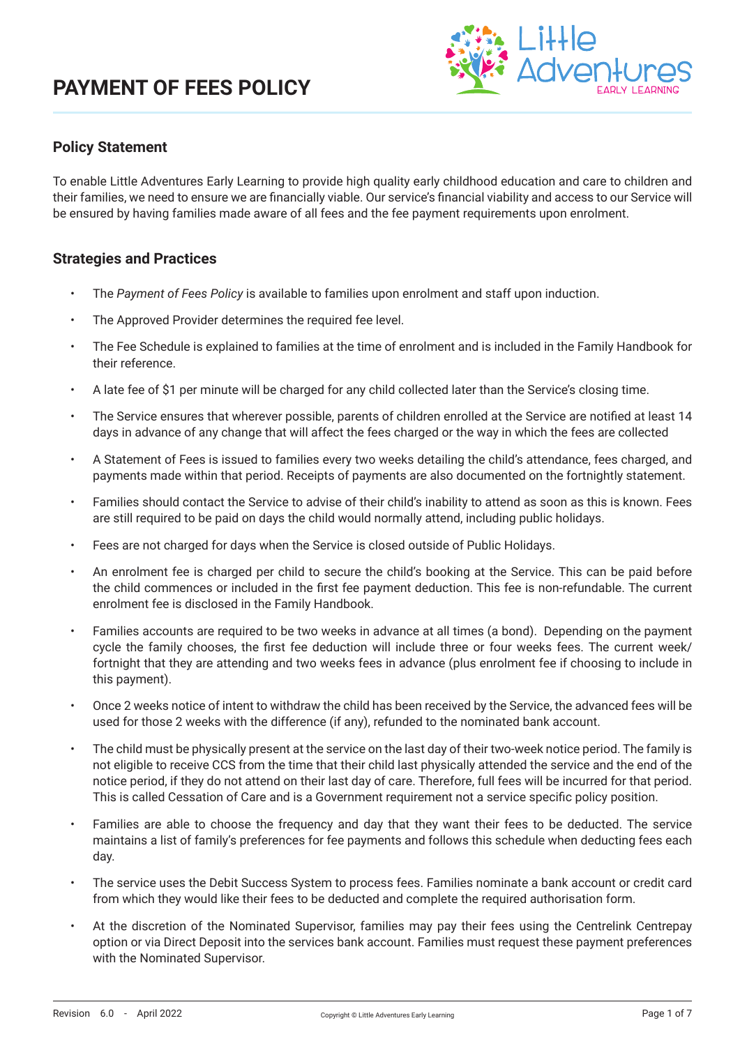# PAYMENT OF FEES POLICY

## Policy Statement

To enable Little Adventures Early Learning to provide high quality early childhood education and care to children and their families, we need to ensure we are financially viable. Our service's financial viability and access to our Service will be ensured by having families made aware of all fees and the fee payment requirements upon enrolment.

## Strategies and Practices

- The *Payment of Fees Policy* is available to families upon enrolment and staff upon induction.
- The Approved Provider determines the required fee level.
- The Fee Schedule is explained to families at the time of enrolment and is included in the Family Handbook for their reference.
- A late fee of $1 per minute will be charged for any child collected later than the Service's closing time.
- The Service ensures that wherever possible, parents of children enrolled at the Service are notified at least 14 days in advance of any change that will affect the fees charged or the way in which the fees are collected
- A Statement of Fees is issued to families every two weeks detailing the child's attendance, fees charged, and payments made within that period. Receipts of payments are also documented on the fortnightly statement.
- Families should contact the Service to advise of their child's inability to attend as soon as this is known. Fees are still required to be paid on days the child would normally attend, including public holidays.
- Fees are not charged for days when the Service is closed outside of Public Holidays.
- An enrolment fee is charged per child to secure the child's booking at the Service. This can be paid before the child commences or included in the first fee payment deduction. This fee is non-refundable. The current enrolment fee is disclosed in the Family Handbook.
- Families accounts are required to be two weeks in advance at all times (a bond). Depending on the payment cycle the family chooses, the first fee deduction will include three or four weeks fees. The current week/ fortnight that they are attending and two weeks fees in advance (plus enrolment fee if choosing to include in this payment).
- Once 2 weeks notice of intent to withdraw the child has been received by the Service, the advanced fees will be used for those 2 weeks with the difference (if any), refunded to the nominated bank account.
- The child must be physically present at the service on the last day of their two-week notice period. The family is not eligible to receive CCS from the time that their child last physically attended the service and the end of the notice period, if they do not attend on their last day of care. Therefore, full fees will be incurred for that period. This is called Cessation of Care and is a Government requirement not a service specific policy position.
- Families are able to choose the frequency and day that they want their fees to be deducted. The service maintains a list of family's preferences for fee payments and follows this schedule when deducting fees each day.
- The service uses the Debit Success System to process fees. Families nominate a bank account or credit card from which they would like their fees to be deducted and complete the required authorisation form.
- At the discretion of the Nominated Supervisor, families may pay their fees using the Centrelink Centrepay option or via Direct Deposit into the services bank account. Families must request these payment preferences with the Nominated Supervisor.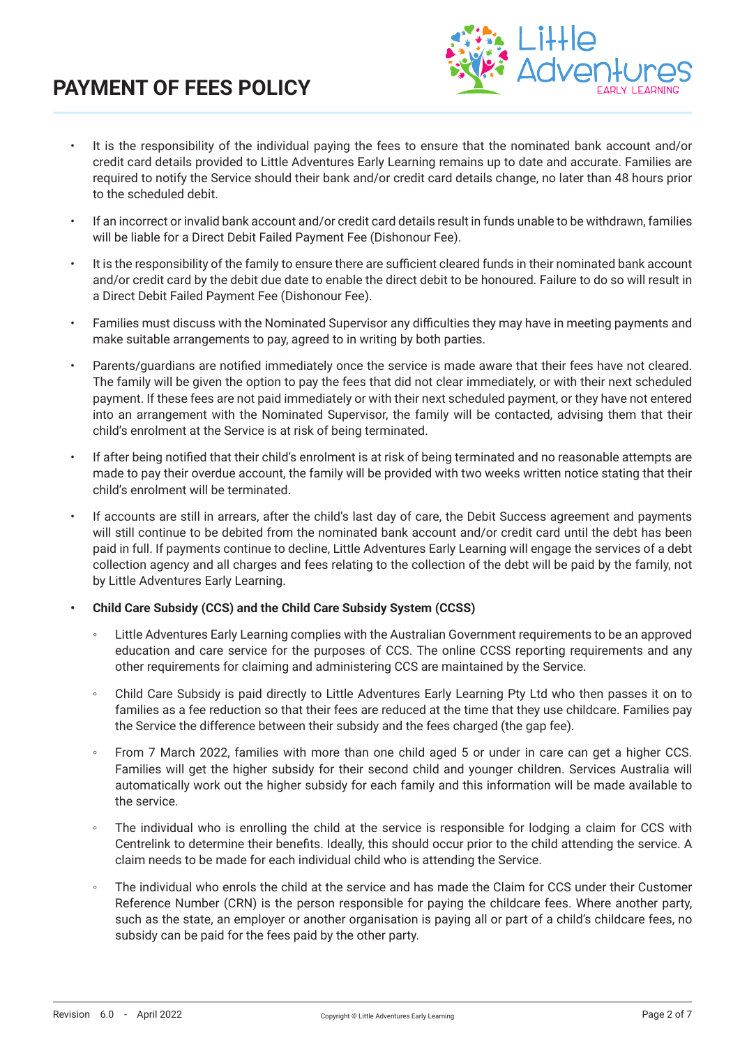- It is the responsibility of the individual paying the fees to ensure that the nominated bank account and/or credit card details provided to Little Adventures Early Learning remains up to date and accurate. Families are required to notify the Service should their bank and/or credit card details change, no later than 48 hours prior to the scheduled debit.
- If an incorrect or invalid bank account and/or credit card details result in funds unable to be withdrawn, families will be liable for a Direct Debit Failed Payment Fee (Dishonour Fee).
- It is the responsibility of the family to ensure there are sufficient cleared funds in their nominated bank account and/or credit card by the debit due date to enable the direct debit to be honoured. Failure to do so will result in a Direct Debit Failed Payment Fee (Dishonour Fee).
- Families must discuss with the Nominated Supervisor any difficulties they may have in meeting payments and make suitable arrangements to pay, agreed to in writing by both parties.
- Parents/guardians are notified immediately once the service is made aware that their fees have not cleared. The family will be given the option to pay the fees that did not clear immediately, or with their next scheduled payment. If these fees are not paid immediately or with their next scheduled payment, or they have not entered into an arrangement with the Nominated Supervisor, the family will be contacted, advising them that their child's enrolment at the Service is at risk of being terminated.
- If after being notified that their child's enrolment is at risk of being terminated and no reasonable attempts are made to pay their overdue account, the family will be provided with two weeks written notice stating that their child's enrolment will be terminated.
- If accounts are still in arrears, after the child's last day of care, the Debit Success agreement and payments will still continue to be debited from the nominated bank account and/or credit card until the debt has been paid in full. If payments continue to decline, Little Adventures Early Learning will engage the services of a debt collection agency and all charges and fees relating to the collection of the debt will be paid by the family, not by Little Adventures Early Learning.
- **Child Care Subsidy (CCS) and the Child Care Subsidy System (CCSS)**
  - Little Adventures Early Learning complies with the Australian Government requirements to be an approved education and care service for the purposes of CCS. The online CCSS reporting requirements and any other requirements for claiming and administering CCS are maintained by the Service.
  - Child Care Subsidy is paid directly to Little Adventures Early Learning Pty Ltd who then passes it on to families as a fee reduction so that their fees are reduced at the time that they use childcare. Families pay the Service the difference between their subsidy and the fees charged (the gap fee).
  - From 7 March 2022, families with more than one child aged 5 or under in care can get a higher CCS. Families will get the higher subsidy for their second child and younger children. Services Australia will automatically work out the higher subsidy for each family and this information will be made available to the service.
  - The individual who is enrolling the child at the service is responsible for lodging a claim for CCS with Centrelink to determine their benefits. Ideally, this should occur prior to the child attending the service. A claim needs to be made for each individual child who is attending the Service.
  - The individual who enrols the child at the service and has made the Claim for CCS under their Customer Reference Number (CRN) is the person responsible for paying the childcare fees. Where another party, such as the state, an employer or another organisation is paying all or part of a child's childcare fees, no subsidy can be paid for the fees paid by the other party.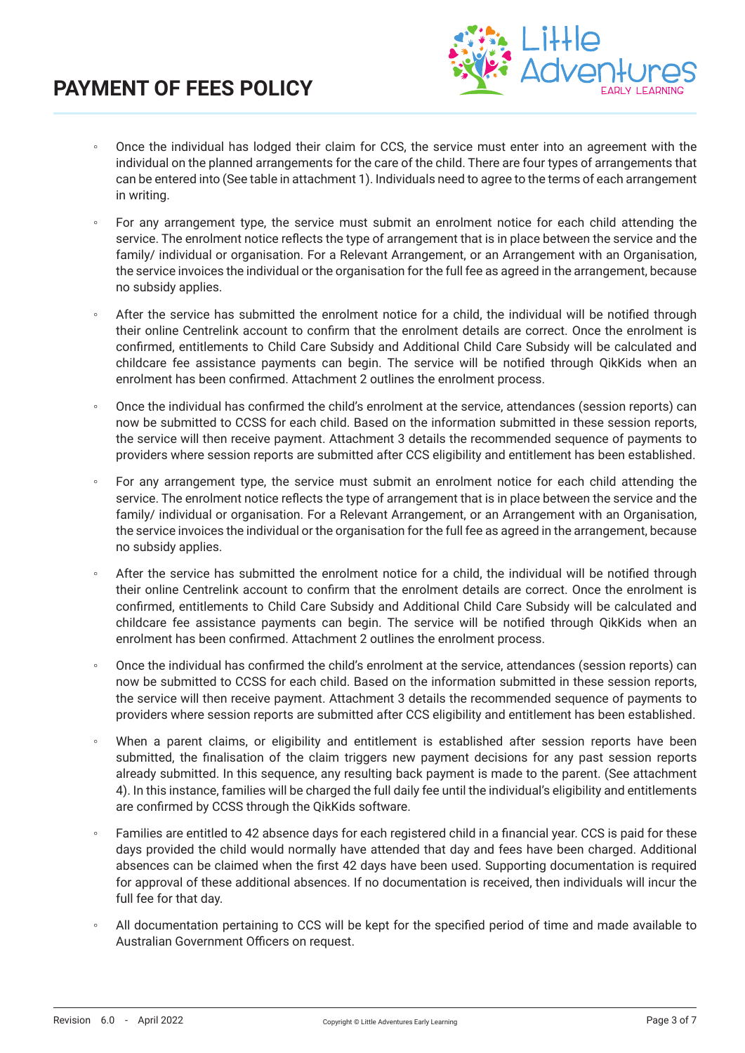- Once the individual has lodged their claim for CCS, the service must enter into an agreement with the individual on the planned arrangements for the care of the child. There are four types of arrangements that can be entered into (See table in attachment 1). Individuals need to agree to the terms of each arrangement in writing.
- For any arrangement type, the service must submit an enrolment notice for each child attending the service. The enrolment notice reflects the type of arrangement that is in place between the service and the family/ individual or organisation. For a Relevant Arrangement, or an Arrangement with an Organisation, the service invoices the individual or the organisation for the full fee as agreed in the arrangement, because no subsidy applies.
- After the service has submitted the enrolment notice for a child, the individual will be notified through their online Centrelink account to confirm that the enrolment details are correct. Once the enrolment is confirmed, entitlements to Child Care Subsidy and Additional Child Care Subsidy will be calculated and childcare fee assistance payments can begin. The service will be notified through QikKids when an enrolment has been confirmed. Attachment 2 outlines the enrolment process.
- Once the individual has confirmed the child's enrolment at the service, attendances (session reports) can now be submitted to CCSS for each child. Based on the information submitted in these session reports, the service will then receive payment. Attachment 3 details the recommended sequence of payments to providers where session reports are submitted after CCS eligibility and entitlement has been established.
- For any arrangement type, the service must submit an enrolment notice for each child attending the service. The enrolment notice reflects the type of arrangement that is in place between the service and the family/ individual or organisation. For a Relevant Arrangement, or an Arrangement with an Organisation, the service invoices the individual or the organisation for the full fee as agreed in the arrangement, because no subsidy applies.
- After the service has submitted the enrolment notice for a child, the individual will be notified through their online Centrelink account to confirm that the enrolment details are correct. Once the enrolment is confirmed, entitlements to Child Care Subsidy and Additional Child Care Subsidy will be calculated and childcare fee assistance payments can begin. The service will be notified through QikKids when an enrolment has been confirmed. Attachment 2 outlines the enrolment process.
- Once the individual has confirmed the child's enrolment at the service, attendances (session reports) can now be submitted to CCSS for each child. Based on the information submitted in these session reports, the service will then receive payment. Attachment 3 details the recommended sequence of payments to providers where session reports are submitted after CCS eligibility and entitlement has been established.
- When a parent claims, or eligibility and entitlement is established after session reports have been submitted, the finalisation of the claim triggers new payment decisions for any past session reports already submitted. In this sequence, any resulting back payment is made to the parent. (See attachment 4). In this instance, families will be charged the full daily fee until the individual's eligibility and entitlements are confirmed by CCSS through the QikKids software.
- Families are entitled to 42 absence days for each registered child in a financial year. CCS is paid for these days provided the child would normally have attended that day and fees have been charged. Additional absences can be claimed when the first 42 days have been used. Supporting documentation is required for approval of these additional absences. If no documentation is received, then individuals will incur the full fee for that day.
- All documentation pertaining to CCS will be kept for the specified period of time and made available to Australian Government Officers on request.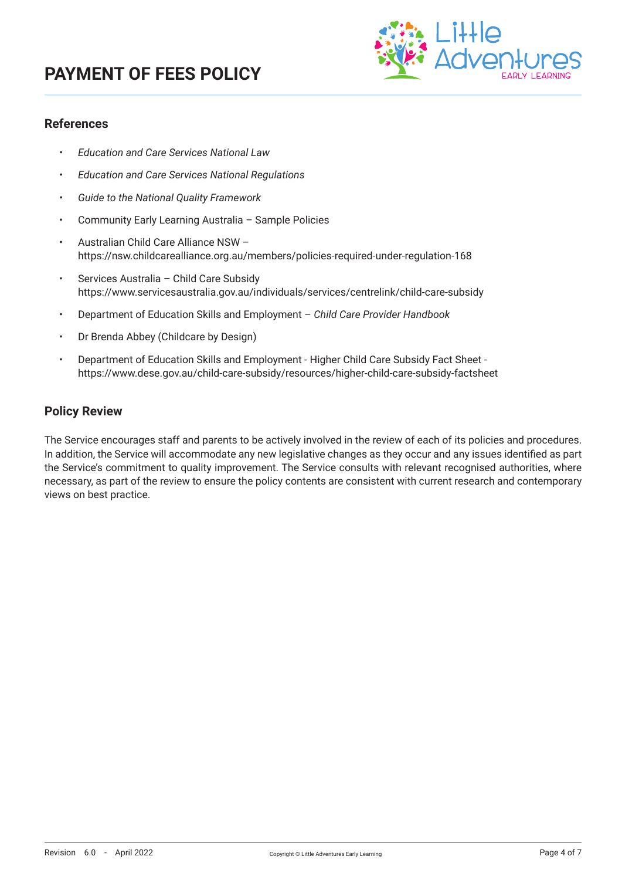## References

- *Education and Care Services National Law*
- *Education and Care Services National Regulations*
- *Guide to the National Quality Framework*
- Community Early Learning Australia – Sample Policies
- Australian Child Care Alliance NSW – https://nsw.childcarealliance.org.au/members/policies-required-under-regulation-168
- Services Australia – Child Care Subsidy https://www.servicesaustralia.gov.au/individuals/services/centrelink/child-care-subsidy
- Department of Education Skills and Employment – *Child Care Provider Handbook*
- Dr Brenda Abbey (Childcare by Design)
- Department of Education Skills and Employment - Higher Child Care Subsidy Fact Sheet - https://www.dese.gov.au/child-care-subsidy/resources/higher-child-care-subsidy-factsheet

## Policy Review

The Service encourages staff and parents to be actively involved in the review of each of its policies and procedures. In addition, the Service will accommodate any new legislative changes as they occur and any issues identified as part the Service's commitment to quality improvement. The Service consults with relevant recognised authorities, where necessary, as part of the review to ensure the policy contents are consistent with current research and contemporary views on best practice.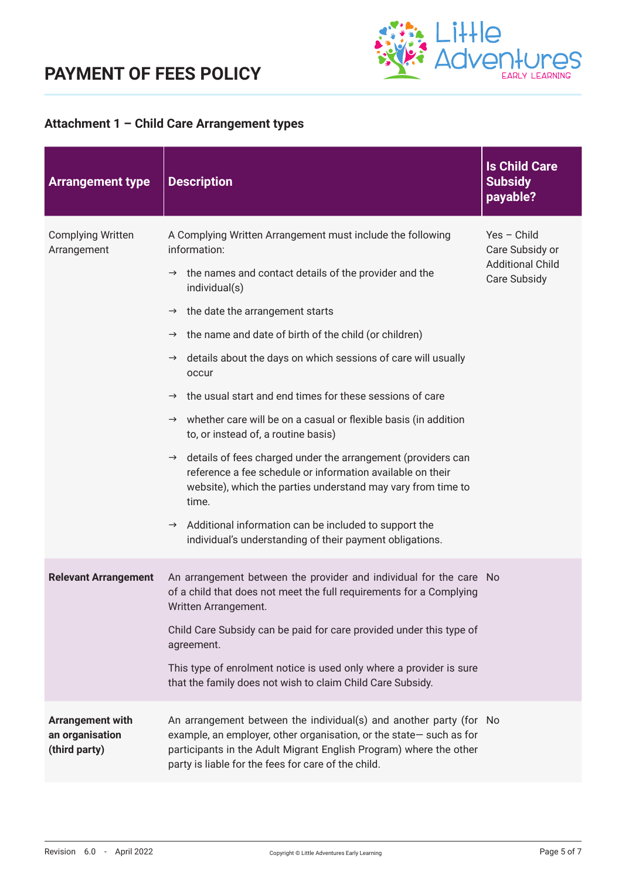# PAYMENT OF FEES POLICY

## Attachment 1 – Child Care Arrangement types

| Arrangement type | Description | Is Child Care Subsidy payable? |
|---|---|---|
| Complying Written Arrangement | A Complying Written Arrangement must include the following information:<br>→ the names and contact details of the provider and the individual(s)<br>→ the date the arrangement starts<br>→ the name and date of birth of the child (or children)<br>→ details about the days on which sessions of care will usually occur<br>→ the usual start and end times for these sessions of care<br>→ whether care will be on a casual or flexible basis (in addition to, or instead of, a routine basis)<br>→ details of fees charged under the arrangement (providers can reference a fee schedule or information available on their website), which the parties understand may vary from time to time.<br>→ Additional information can be included to support the individual's understanding of their payment obligations. | Yes – Child Care Subsidy or Additional Child Care Subsidy |
| **Relevant Arrangement** | An arrangement between the provider and individual for the care of a child that does not meet the full requirements for a Complying Written Arrangement.<br>Child Care Subsidy can be paid for care provided under this type of agreement.<br>This type of enrolment notice is used only where a provider is sure that the family does not wish to claim Child Care Subsidy. | No |
| **Arrangement with an organisation (third party)** | An arrangement between the individual(s) and another party (for example, an employer, other organisation, or the state— such as for participants in the Adult Migrant English Program) where the other party is liable for the fees for care of the child. | No |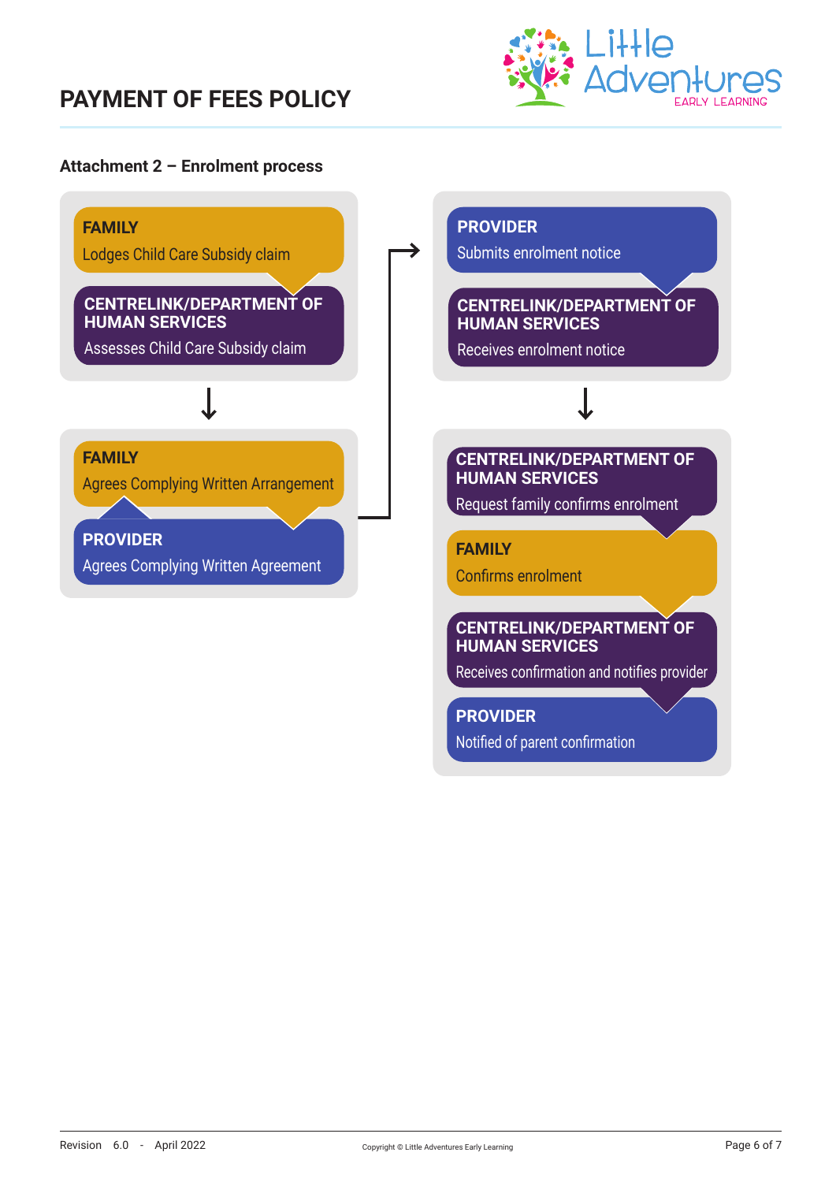# PAYMENT OF FEES POLICY

## Attachment 2 – Enrolment process

**FAMILY**
Lodges Child Care Subsidy claim

**CENTRELINK/DEPARTMENT OF HUMAN SERVICES**
Assesses Child Care Subsidy claim

↓

**FAMILY**
Agrees Complying Written Arrangement

**PROVIDER**
Agrees Complying Written Agreement

→

**PROVIDER**
Submits enrolment notice

**CENTRELINK/DEPARTMENT OF HUMAN SERVICES**
Receives enrolment notice

↓

**CENTRELINK/DEPARTMENT OF HUMAN SERVICES**
Request family confirms enrolment

**FAMILY**
Confirms enrolment

**CENTRELINK/DEPARTMENT OF HUMAN SERVICES**
Receives confirmation and notifies provider

**PROVIDER**
Notified of parent confirmation

Revision 6.0 - April 2022

Copyright © Little Adventures Early Learning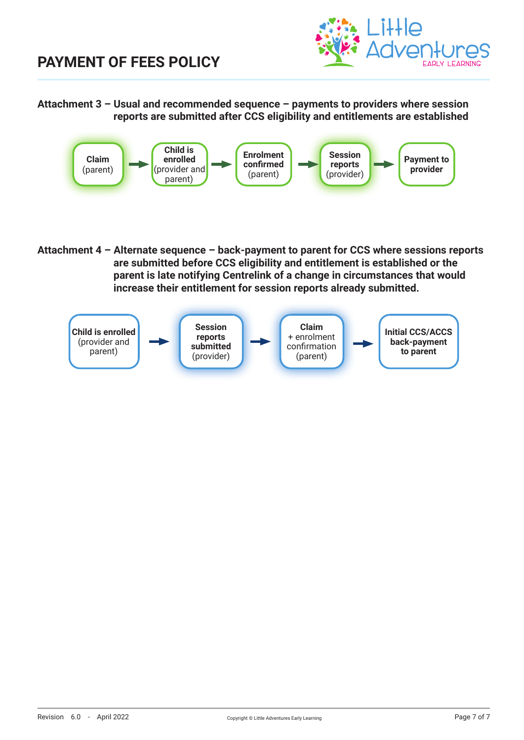# PAYMENT OF FEES POLICY

**Attachment 3 – Usual and recommended sequence – payments to providers where session reports are submitted after CCS eligibility and entitlements are established**

**Claim** (parent) → **Child is enrolled** (provider and parent) → **Enrolment confirmed** (parent) → **Session reports** (provider) → **Payment to provider**

**Attachment 4 – Alternate sequence – back-payment to parent for CCS where sessions reports are submitted before CCS eligibility and entitlement is established or the parent is late notifying Centrelink of a change in circumstances that would increase their entitlement for session reports already submitted.**

**Child is enrolled** (provider and parent) → **Session reports submitted** (provider) → **Claim** + enrolment confirmation (parent) → **Initial CCS/ACCS back-payment to parent**

Revision 6.0 - April 2022

Copyright © Little Adventures Early Learning